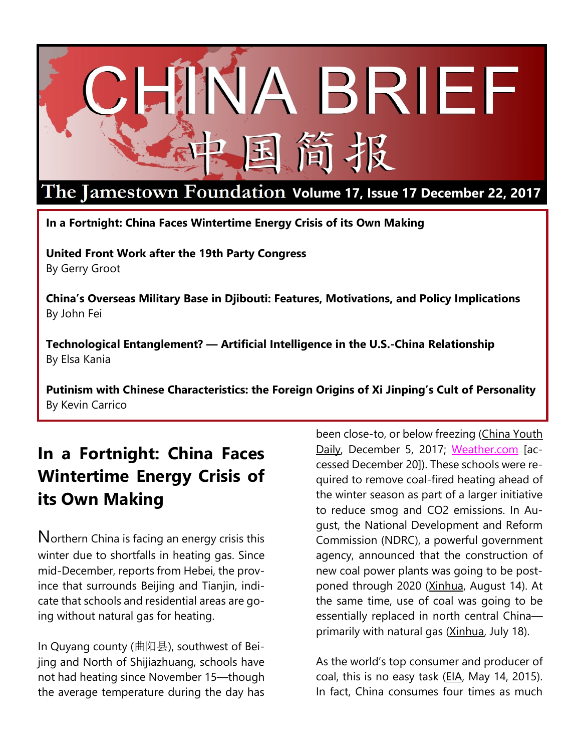# CHINA BRIEF

## 中国简报

**The Jamestown Foundation Volume 17, Issue 17 December 22, 2017**

**In a Fortnight: China Faces Wintertime Energy Crisis of its Own Making**

**United Front Work after the 19th Party Congress**
By Gerry Groot

**China's Overseas Military Base in Djibouti: Features, Motivations, and Policy Implications**
By John Fei

**Technological Entanglement? — Artificial Intelligence in the U.S.-China Relationship**
By Elsa Kania

**Putinism with Chinese Characteristics: the Foreign Origins of Xi Jinping's Cult of Personality**
By Kevin Carrico

## In a Fortnight: China Faces Wintertime Energy Crisis of its Own Making

Northern China is facing an energy crisis this winter due to shortfalls in heating gas. Since mid-December, reports from Hebei, the province that surrounds Beijing and Tianjin, indicate that schools and residential areas are going without natural gas for heating.

In Quyang county (曲阳县), southwest of Beijing and North of Shijiazhuang, schools have not had heating since November 15—though the average temperature during the day has been close-to, or below freezing (China Youth Daily, December 5, 2017; Weather.com [accessed December 20]). These schools were required to remove coal-fired heating ahead of the winter season as part of a larger initiative to reduce smog and $CO_2$ emissions. In August, the National Development and Reform Commission (NDRC), a powerful government agency, announced that the construction of new coal power plants was going to be postponed through 2020 (Xinhua, August 14). At the same time, use of coal was going to be essentially replaced in north central China—primarily with natural gas (Xinhua, July 18).

As the world's top consumer and producer of coal, this is no easy task (EIA, May 14, 2015). In fact, China consumes four times as much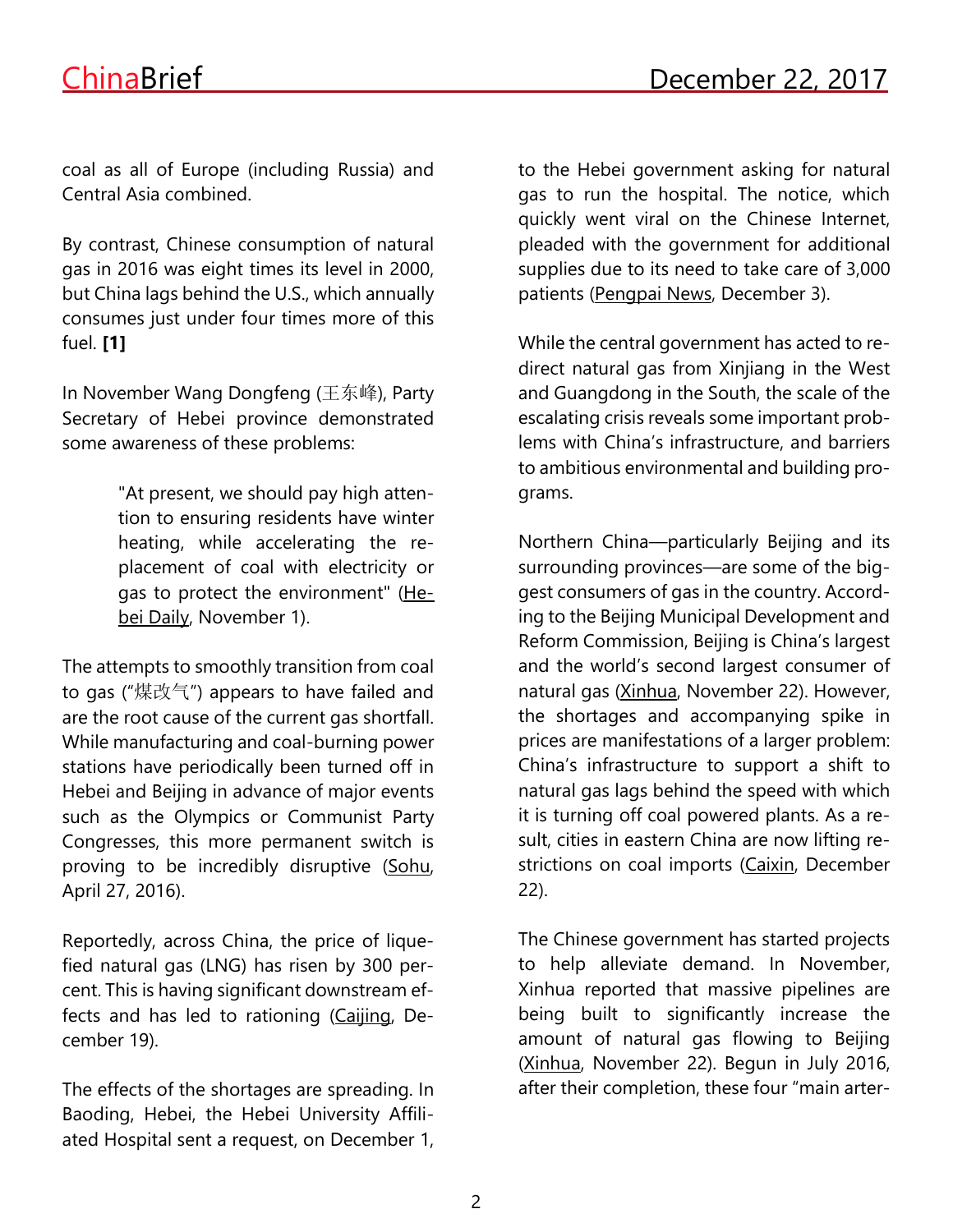coal as all of Europe (including Russia) and Central Asia combined.

By contrast, Chinese consumption of natural gas in 2016 was eight times its level in 2000, but China lags behind the U.S., which annually consumes just under four times more of this fuel. **[1]**

In November Wang Dongfeng (王东峰), Party Secretary of Hebei province demonstrated some awareness of these problems:

> "At present, we should pay high attention to ensuring residents have winter heating, while accelerating the replacement of coal with electricity or gas to protect the environment" (Hebei Daily, November 1).

The attempts to smoothly transition from coal to gas ("煤改气") appears to have failed and are the root cause of the current gas shortfall. While manufacturing and coal-burning power stations have periodically been turned off in Hebei and Beijing in advance of major events such as the Olympics or Communist Party Congresses, this more permanent switch is proving to be incredibly disruptive (Sohu, April 27, 2016).

Reportedly, across China, the price of liquefied natural gas (LNG) has risen by 300 percent. This is having significant downstream effects and has led to rationing (Caijing, December 19).

The effects of the shortages are spreading. In Baoding, Hebei, the Hebei University Affiliated Hospital sent a request, on December 1, to the Hebei government asking for natural gas to run the hospital. The notice, which quickly went viral on the Chinese Internet, pleaded with the government for additional supplies due to its need to take care of 3,000 patients (Pengpai News, December 3).

While the central government has acted to redirect natural gas from Xinjiang in the West and Guangdong in the South, the scale of the escalating crisis reveals some important problems with China's infrastructure, and barriers to ambitious environmental and building programs.

Northern China—particularly Beijing and its surrounding provinces—are some of the biggest consumers of gas in the country. According to the Beijing Municipal Development and Reform Commission, Beijing is China's largest and the world's second largest consumer of natural gas (Xinhua, November 22). However, the shortages and accompanying spike in prices are manifestations of a larger problem: China's infrastructure to support a shift to natural gas lags behind the speed with which it is turning off coal powered plants. As a result, cities in eastern China are now lifting restrictions on coal imports (Caixin, December 22).

The Chinese government has started projects to help alleviate demand. In November, Xinhua reported that massive pipelines are being built to significantly increase the amount of natural gas flowing to Beijing (Xinhua, November 22). Begun in July 2016, after their completion, these four "main arter-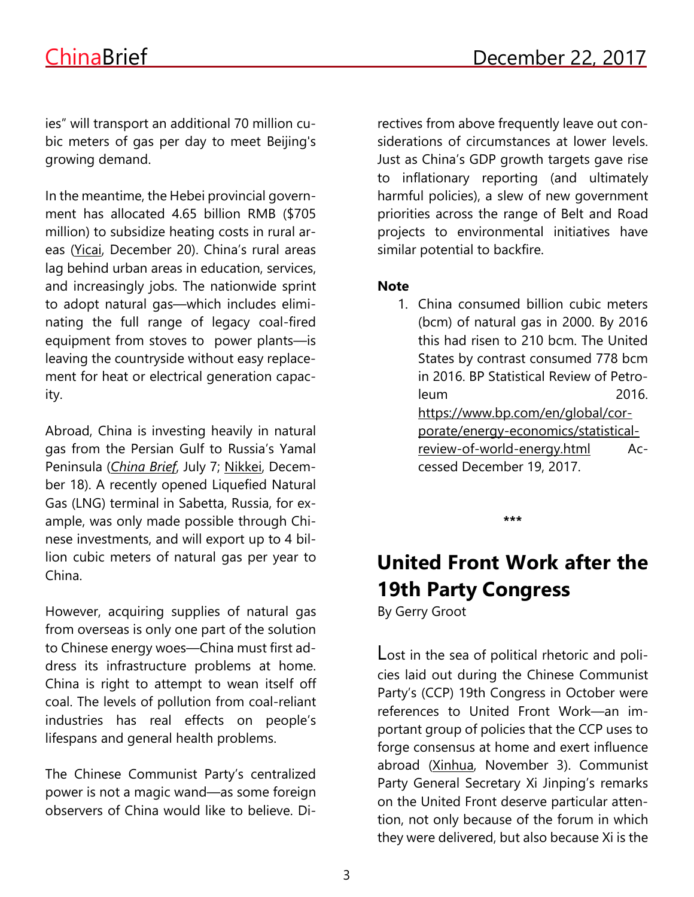ies" will transport an additional 70 million cubic meters of gas per day to meet Beijing's growing demand.

In the meantime, the Hebei provincial government has allocated 4.65 billion RMB ($705 million) to subsidize heating costs in rural areas (Yicai, December 20). China's rural areas lag behind urban areas in education, services, and increasingly jobs. The nationwide sprint to adopt natural gas—which includes eliminating the full range of legacy coal-fired equipment from stoves to power plants—is leaving the countryside without easy replacement for heat or electrical generation capacity.

Abroad, China is investing heavily in natural gas from the Persian Gulf to Russia's Yamal Peninsula (*China Brief*, July 7; Nikkei, December 18). A recently opened Liquefied Natural Gas (LNG) terminal in Sabetta, Russia, for example, was only made possible through Chinese investments, and will export up to 4 billion cubic meters of natural gas per year to China.

However, acquiring supplies of natural gas from overseas is only one part of the solution to Chinese energy woes—China must first address its infrastructure problems at home. China is right to attempt to wean itself off coal. The levels of pollution from coal-reliant industries has real effects on people's lifespans and general health problems.

The Chinese Communist Party's centralized power is not a magic wand—as some foreign observers of China would like to believe. Directives from above frequently leave out considerations of circumstances at lower levels. Just as China's GDP growth targets gave rise to inflationary reporting (and ultimately harmful policies), a slew of new government priorities across the range of Belt and Road projects to environmental initiatives have similar potential to backfire.

**Note**

1. China consumed billion cubic meters (bcm) of natural gas in 2000. By 2016 this had risen to 210 bcm. The United States by contrast consumed 778 bcm in 2016. BP Statistical Review of Petroleum 2016. https://www.bp.com/en/global/corporate/energy-economics/statistical-review-of-world-energy.html Accessed December 19, 2017.

***

# United Front Work after the 19th Party Congress

By Gerry Groot

Lost in the sea of political rhetoric and policies laid out during the Chinese Communist Party's (CCP) 19th Congress in October were references to United Front Work—an important group of policies that the CCP uses to forge consensus at home and exert influence abroad (Xinhua, November 3). Communist Party General Secretary Xi Jinping's remarks on the United Front deserve particular attention, not only because of the forum in which they were delivered, but also because Xi is the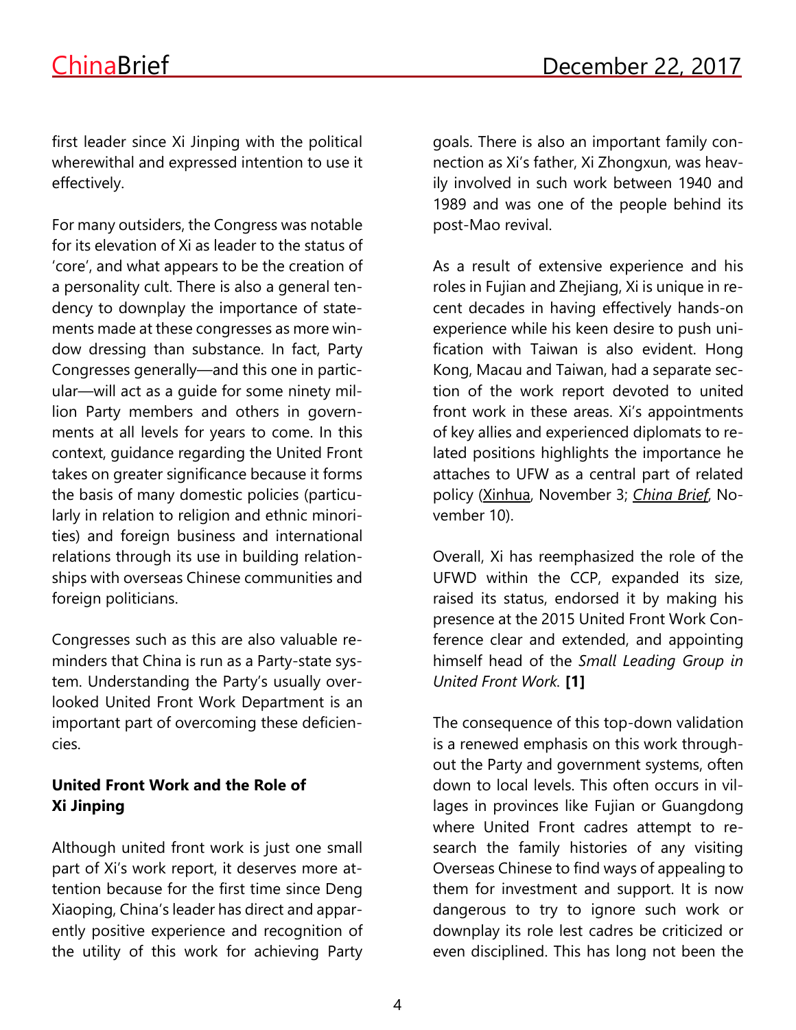first leader since Xi Jinping with the political wherewithal and expressed intention to use it effectively.

For many outsiders, the Congress was notable for its elevation of Xi as leader to the status of 'core', and what appears to be the creation of a personality cult. There is also a general tendency to downplay the importance of statements made at these congresses as more window dressing than substance. In fact, Party Congresses generally—and this one in particular—will act as a guide for some ninety million Party members and others in governments at all levels for years to come. In this context, guidance regarding the United Front takes on greater significance because it forms the basis of many domestic policies (particularly in relation to religion and ethnic minorities) and foreign business and international relations through its use in building relationships with overseas Chinese communities and foreign politicians.

Congresses such as this are also valuable reminders that China is run as a Party-state system. Understanding the Party's usually overlooked United Front Work Department is an important part of overcoming these deficiencies.

**United Front Work and the Role of Xi Jinping**

Although united front work is just one small part of Xi's work report, it deserves more attention because for the first time since Deng Xiaoping, China's leader has direct and apparently positive experience and recognition of the utility of this work for achieving Party goals. There is also an important family connection as Xi's father, Xi Zhongxun, was heavily involved in such work between 1940 and 1989 and was one of the people behind its post-Mao revival.

As a result of extensive experience and his roles in Fujian and Zhejiang, Xi is unique in recent decades in having effectively hands-on experience while his keen desire to push unification with Taiwan is also evident. Hong Kong, Macau and Taiwan, had a separate section of the work report devoted to united front work in these areas. Xi's appointments of key allies and experienced diplomats to related positions highlights the importance he attaches to UFW as a central part of related policy (Xinhua, November 3; *China Brief*, November 10).

Overall, Xi has reemphasized the role of the UFWD within the CCP, expanded its size, raised its status, endorsed it by making his presence at the 2015 United Front Work Conference clear and extended, and appointing himself head of the *Small Leading Group in United Front Work.* **[1]**

The consequence of this top-down validation is a renewed emphasis on this work throughout the Party and government systems, often down to local levels. This often occurs in villages in provinces like Fujian or Guangdong where United Front cadres attempt to research the family histories of any visiting Overseas Chinese to find ways of appealing to them for investment and support. It is now dangerous to try to ignore such work or downplay its role lest cadres be criticized or even disciplined. This has long not been the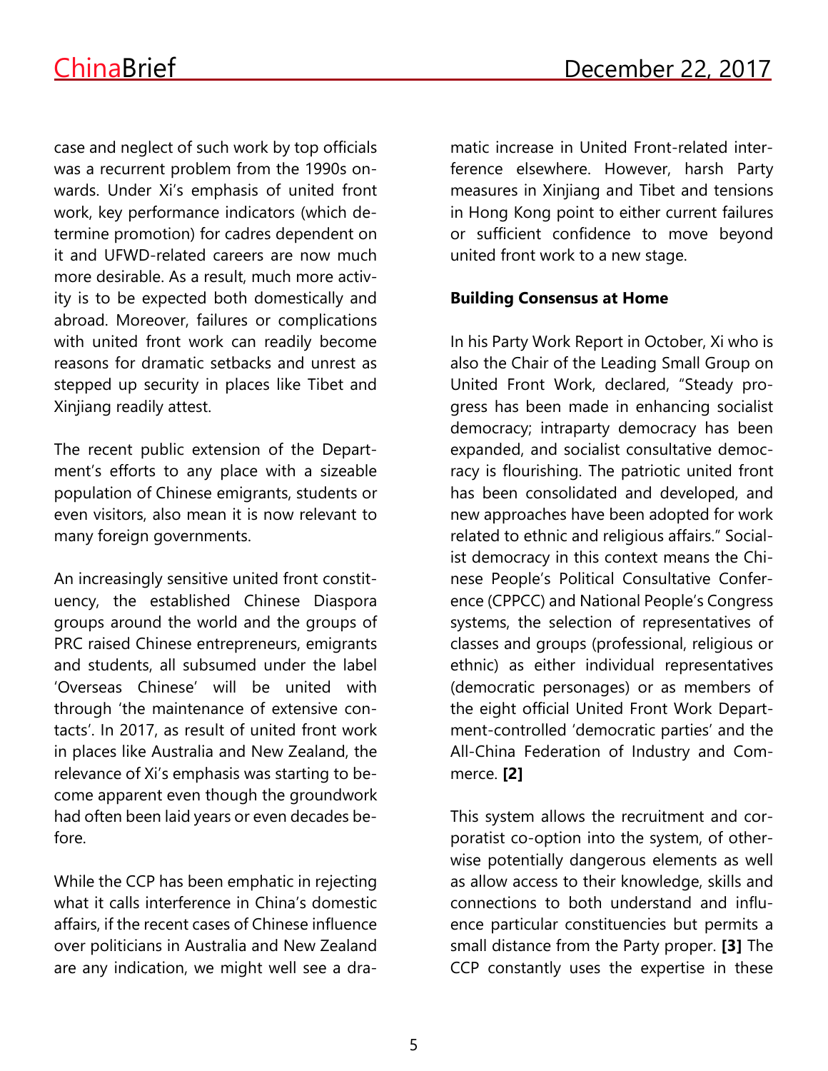case and neglect of such work by top officials was a recurrent problem from the 1990s onwards. Under Xi's emphasis of united front work, key performance indicators (which determine promotion) for cadres dependent on it and UFWD-related careers are now much more desirable. As a result, much more activity is to be expected both domestically and abroad. Moreover, failures or complications with united front work can readily become reasons for dramatic setbacks and unrest as stepped up security in places like Tibet and Xinjiang readily attest.

The recent public extension of the Department's efforts to any place with a sizeable population of Chinese emigrants, students or even visitors, also mean it is now relevant to many foreign governments.

An increasingly sensitive united front constituency, the established Chinese Diaspora groups around the world and the groups of PRC raised Chinese entrepreneurs, emigrants and students, all subsumed under the label 'Overseas Chinese' will be united with through 'the maintenance of extensive contacts'. In 2017, as result of united front work in places like Australia and New Zealand, the relevance of Xi's emphasis was starting to become apparent even though the groundwork had often been laid years or even decades before.

While the CCP has been emphatic in rejecting what it calls interference in China's domestic affairs, if the recent cases of Chinese influence over politicians in Australia and New Zealand are any indication, we might well see a dramatic increase in United Front-related interference elsewhere. However, harsh Party measures in Xinjiang and Tibet and tensions in Hong Kong point to either current failures or sufficient confidence to move beyond united front work to a new stage.

**Building Consensus at Home**

In his Party Work Report in October, Xi who is also the Chair of the Leading Small Group on United Front Work, declared, "Steady progress has been made in enhancing socialist democracy; intraparty democracy has been expanded, and socialist consultative democracy is flourishing. The patriotic united front has been consolidated and developed, and new approaches have been adopted for work related to ethnic and religious affairs." Socialist democracy in this context means the Chinese People's Political Consultative Conference (CPPCC) and National People's Congress systems, the selection of representatives of classes and groups (professional, religious or ethnic) as either individual representatives (democratic personages) or as members of the eight official United Front Work Department-controlled 'democratic parties' and the All-China Federation of Industry and Commerce. **[2]**

This system allows the recruitment and corporatist co-option into the system, of otherwise potentially dangerous elements as well as allow access to their knowledge, skills and connections to both understand and influence particular constituencies but permits a small distance from the Party proper. **[3]** The CCP constantly uses the expertise in these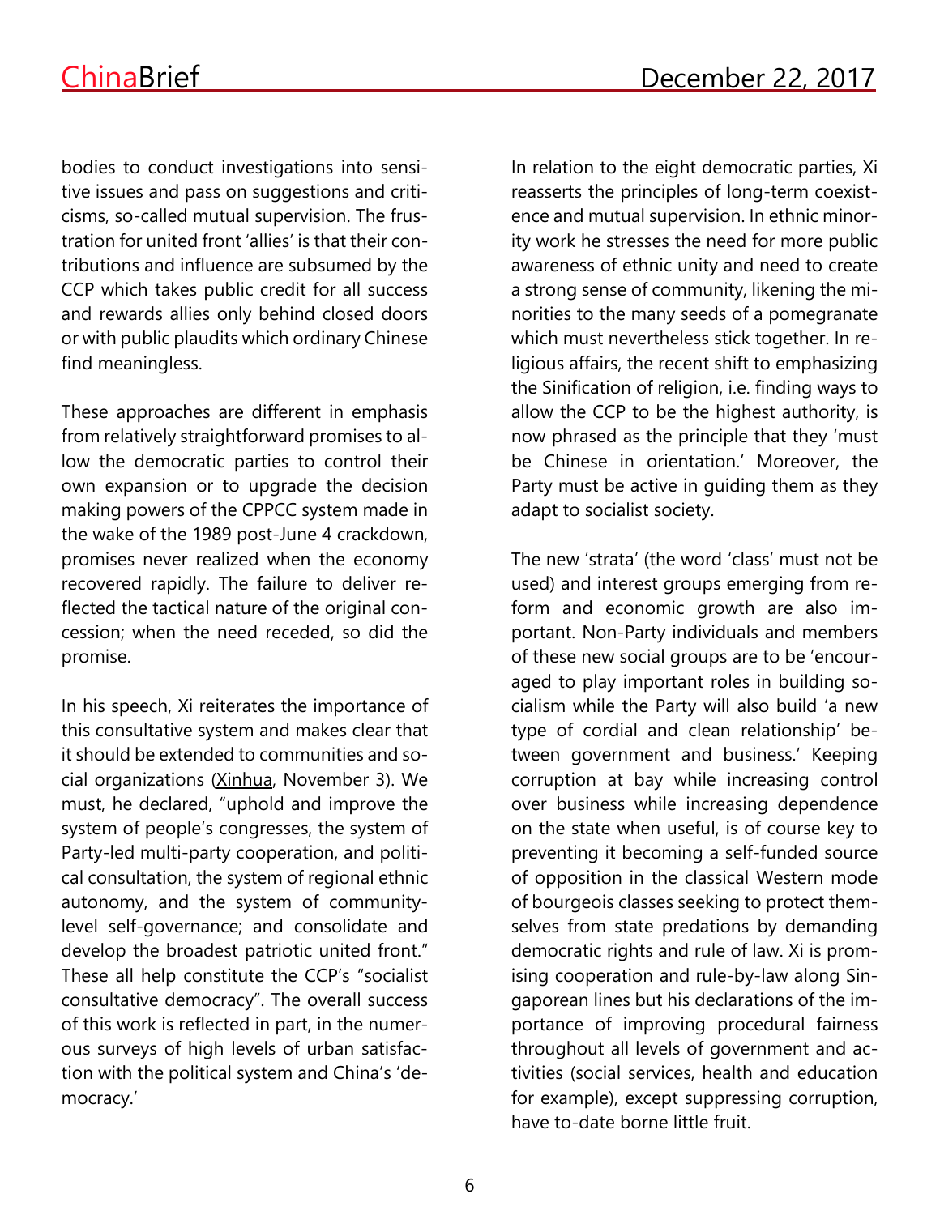bodies to conduct investigations into sensitive issues and pass on suggestions and criticisms, so-called mutual supervision. The frustration for united front 'allies' is that their contributions and influence are subsumed by the CCP which takes public credit for all success and rewards allies only behind closed doors or with public plaudits which ordinary Chinese find meaningless.

These approaches are different in emphasis from relatively straightforward promises to allow the democratic parties to control their own expansion or to upgrade the decision making powers of the CPPCC system made in the wake of the 1989 post-June 4 crackdown, promises never realized when the economy recovered rapidly. The failure to deliver reflected the tactical nature of the original concession; when the need receded, so did the promise.

In his speech, Xi reiterates the importance of this consultative system and makes clear that it should be extended to communities and social organizations (Xinhua, November 3). We must, he declared, "uphold and improve the system of people's congresses, the system of Party-led multi-party cooperation, and political consultation, the system of regional ethnic autonomy, and the system of community-level self-governance; and consolidate and develop the broadest patriotic united front." These all help constitute the CCP's "socialist consultative democracy". The overall success of this work is reflected in part, in the numerous surveys of high levels of urban satisfaction with the political system and China's 'democracy.'

In relation to the eight democratic parties, Xi reasserts the principles of long-term coexistence and mutual supervision. In ethnic minority work he stresses the need for more public awareness of ethnic unity and need to create a strong sense of community, likening the minorities to the many seeds of a pomegranate which must nevertheless stick together. In religious affairs, the recent shift to emphasizing the Sinification of religion, i.e. finding ways to allow the CCP to be the highest authority, is now phrased as the principle that they 'must be Chinese in orientation.' Moreover, the Party must be active in guiding them as they adapt to socialist society.

The new 'strata' (the word 'class' must not be used) and interest groups emerging from reform and economic growth are also important. Non-Party individuals and members of these new social groups are to be 'encouraged to play important roles in building socialism while the Party will also build 'a new type of cordial and clean relationship' between government and business.' Keeping corruption at bay while increasing control over business while increasing dependence on the state when useful, is of course key to preventing it becoming a self-funded source of opposition in the classical Western mode of bourgeois classes seeking to protect themselves from state predations by demanding democratic rights and rule of law. Xi is promising cooperation and rule-by-law along Singaporean lines but his declarations of the importance of improving procedural fairness throughout all levels of government and activities (social services, health and education for example), except suppressing corruption, have to-date borne little fruit.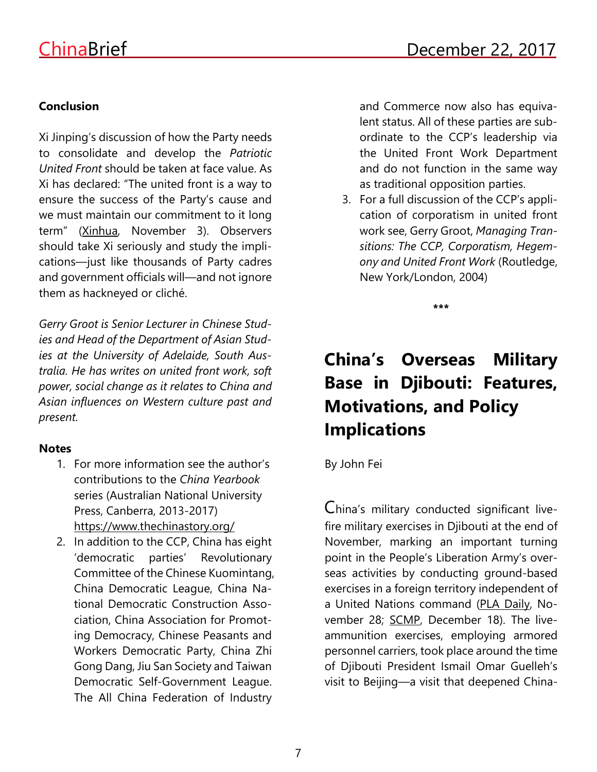### Conclusion

Xi Jinping's discussion of how the Party needs to consolidate and develop the *Patriotic United Front* should be taken at face value. As Xi has declared: "The united front is a way to ensure the success of the Party's cause and we must maintain our commitment to it long term" (Xinhua, November 3). Observers should take Xi seriously and study the implications—just like thousands of Party cadres and government officials will—and not ignore them as hackneyed or cliché.

*Gerry Groot is Senior Lecturer in Chinese Studies and Head of the Department of Asian Studies at the University of Adelaide, South Australia. He has writes on united front work, soft power, social change as it relates to China and Asian influences on Western culture past and present.*

### Notes

1. For more information see the author's contributions to the *China Yearbook* series (Australian National University Press, Canberra, 2013-2017) https://www.thechinastory.org/
2. In addition to the CCP, China has eight 'democratic parties' Revolutionary Committee of the Chinese Kuomintang, China Democratic League, China National Democratic Construction Association, China Association for Promoting Democracy, Chinese Peasants and Workers Democratic Party, China Zhi Gong Dang, Jiu San Society and Taiwan Democratic Self-Government League. The All China Federation of Industry and Commerce now also has equivalent status. All of these parties are subordinate to the CCP's leadership via the United Front Work Department and do not function in the same way as traditional opposition parties.
3. For a full discussion of the CCP's application of corporatism in united front work see, Gerry Groot, *Managing Transitions: The CCP, Corporatism, Hegemony and United Front Work* (Routledge, New York/London, 2004)

\*\*\*

# China's Overseas Military Base in Djibouti: Features, Motivations, and Policy Implications

By John Fei

China's military conducted significant live-fire military exercises in Djibouti at the end of November, marking an important turning point in the People's Liberation Army's overseas activities by conducting ground-based exercises in a foreign territory independent of a United Nations command (PLA Daily, November 28; SCMP, December 18). The live-ammunition exercises, employing armored personnel carriers, took place around the time of Djibouti President Ismail Omar Guelleh's visit to Beijing—a visit that deepened China-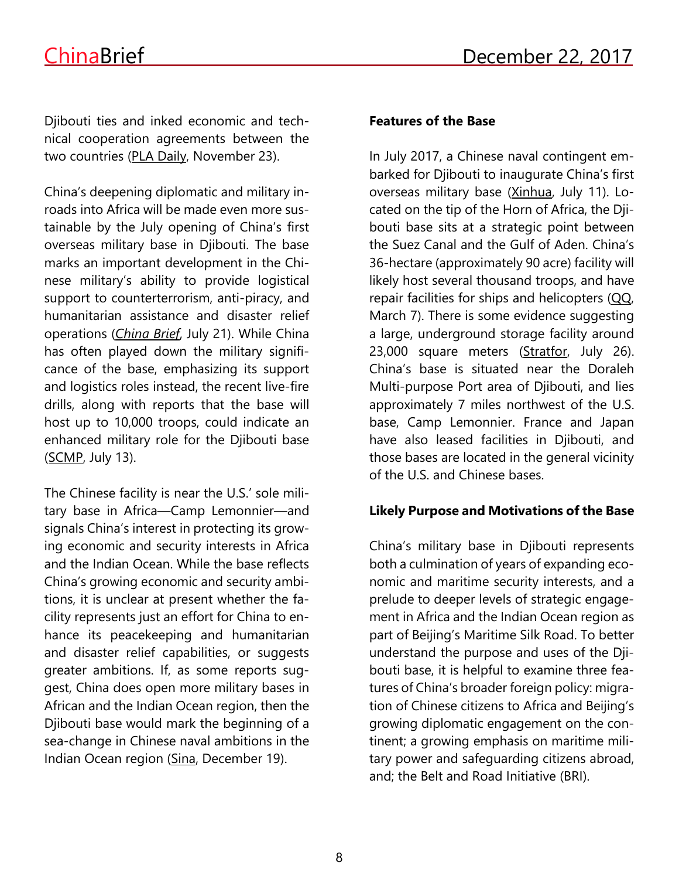Djibouti ties and inked economic and technical cooperation agreements between the two countries (PLA Daily, November 23).

China's deepening diplomatic and military inroads into Africa will be made even more sustainable by the July opening of China's first overseas military base in Djibouti. The base marks an important development in the Chinese military's ability to provide logistical support to counterterrorism, anti-piracy, and humanitarian assistance and disaster relief operations (*China Brief*, July 21). While China has often played down the military significance of the base, emphasizing its support and logistics roles instead, the recent live-fire drills, along with reports that the base will host up to 10,000 troops, could indicate an enhanced military role for the Djibouti base (SCMP, July 13).

The Chinese facility is near the U.S.' sole military base in Africa—Camp Lemonnier—and signals China's interest in protecting its growing economic and security interests in Africa and the Indian Ocean. While the base reflects China's growing economic and security ambitions, it is unclear at present whether the facility represents just an effort for China to enhance its peacekeeping and humanitarian and disaster relief capabilities, or suggests greater ambitions. If, as some reports suggest, China does open more military bases in African and the Indian Ocean region, then the Djibouti base would mark the beginning of a sea-change in Chinese naval ambitions in the Indian Ocean region (Sina, December 19).

**Features of the Base**

In July 2017, a Chinese naval contingent embarked for Djibouti to inaugurate China's first overseas military base (Xinhua, July 11). Located on the tip of the Horn of Africa, the Djibouti base sits at a strategic point between the Suez Canal and the Gulf of Aden. China's 36-hectare (approximately 90 acre) facility will likely host several thousand troops, and have repair facilities for ships and helicopters (QQ, March 7). There is some evidence suggesting a large, underground storage facility around 23,000 square meters (Stratfor, July 26). China's base is situated near the Doraleh Multi-purpose Port area of Djibouti, and lies approximately 7 miles northwest of the U.S. base, Camp Lemonnier. France and Japan have also leased facilities in Djibouti, and those bases are located in the general vicinity of the U.S. and Chinese bases.

**Likely Purpose and Motivations of the Base**

China's military base in Djibouti represents both a culmination of years of expanding economic and maritime security interests, and a prelude to deeper levels of strategic engagement in Africa and the Indian Ocean region as part of Beijing's Maritime Silk Road. To better understand the purpose and uses of the Djibouti base, it is helpful to examine three features of China's broader foreign policy: migration of Chinese citizens to Africa and Beijing's growing diplomatic engagement on the continent; a growing emphasis on maritime military power and safeguarding citizens abroad, and; the Belt and Road Initiative (BRI).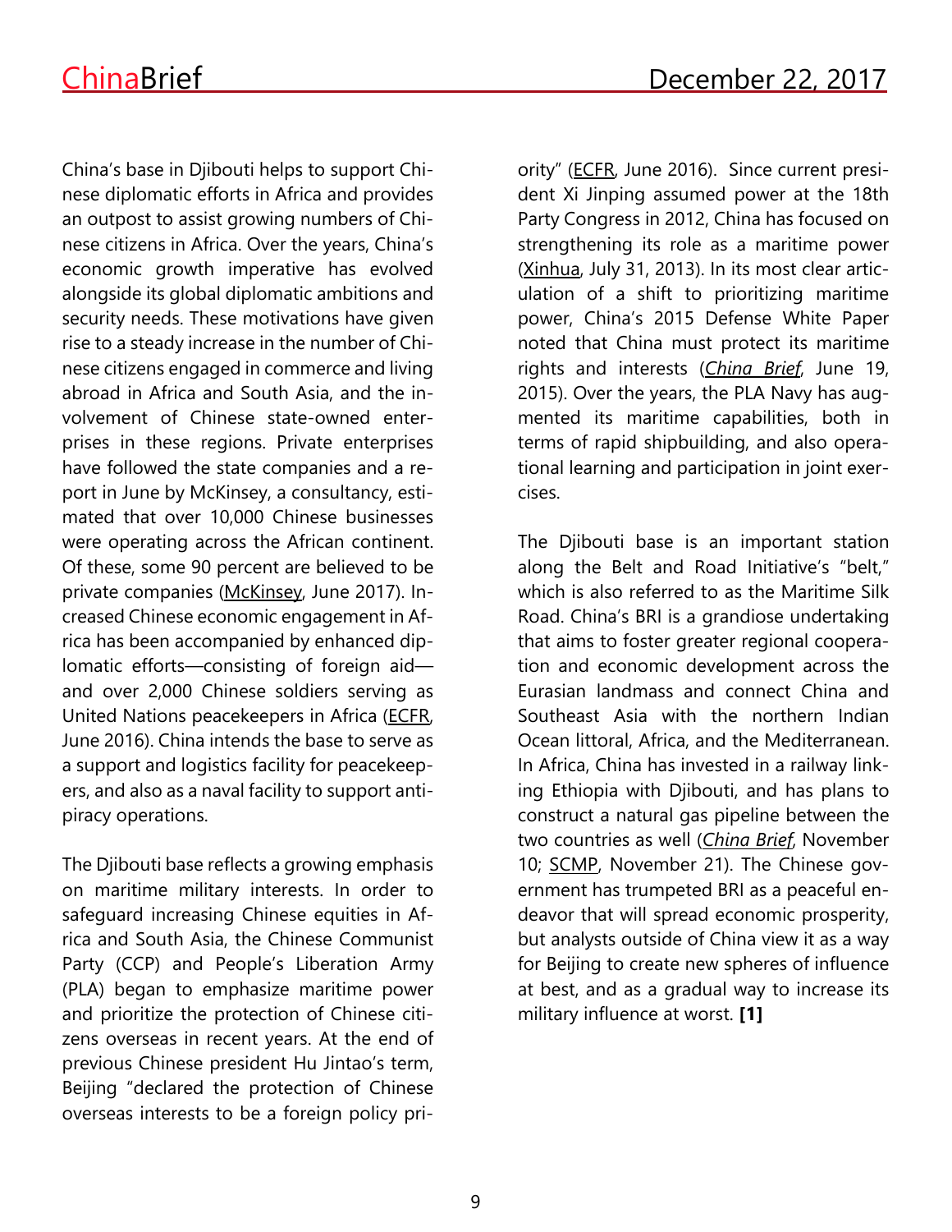China's base in Djibouti helps to support Chinese diplomatic efforts in Africa and provides an outpost to assist growing numbers of Chinese citizens in Africa. Over the years, China's economic growth imperative has evolved alongside its global diplomatic ambitions and security needs. These motivations have given rise to a steady increase in the number of Chinese citizens engaged in commerce and living abroad in Africa and South Asia, and the involvement of Chinese state-owned enterprises in these regions. Private enterprises have followed the state companies and a report in June by McKinsey, a consultancy, estimated that over 10,000 Chinese businesses were operating across the African continent. Of these, some 90 percent are believed to be private companies (McKinsey, June 2017). Increased Chinese economic engagement in Africa has been accompanied by enhanced diplomatic efforts—consisting of foreign aid—and over 2,000 Chinese soldiers serving as United Nations peacekeepers in Africa (ECFR, June 2016). China intends the base to serve as a support and logistics facility for peacekeepers, and also as a naval facility to support anti-piracy operations.

The Djibouti base reflects a growing emphasis on maritime military interests. In order to safeguard increasing Chinese equities in Africa and South Asia, the Chinese Communist Party (CCP) and People's Liberation Army (PLA) began to emphasize maritime power and prioritize the protection of Chinese citizens overseas in recent years. At the end of previous Chinese president Hu Jintao's term, Beijing "declared the protection of Chinese overseas interests to be a foreign policy priority" (ECFR, June 2016). Since current president Xi Jinping assumed power at the 18th Party Congress in 2012, China has focused on strengthening its role as a maritime power (Xinhua, July 31, 2013). In its most clear articulation of a shift to prioritizing maritime power, China's 2015 Defense White Paper noted that China must protect its maritime rights and interests (*China Brief*, June 19, 2015). Over the years, the PLA Navy has augmented its maritime capabilities, both in terms of rapid shipbuilding, and also operational learning and participation in joint exercises.

The Djibouti base is an important station along the Belt and Road Initiative's "belt," which is also referred to as the Maritime Silk Road. China's BRI is a grandiose undertaking that aims to foster greater regional cooperation and economic development across the Eurasian landmass and connect China and Southeast Asia with the northern Indian Ocean littoral, Africa, and the Mediterranean. In Africa, China has invested in a railway linking Ethiopia with Djibouti, and has plans to construct a natural gas pipeline between the two countries as well (*China Brief*, November 10; SCMP, November 21). The Chinese government has trumpeted BRI as a peaceful endeavor that will spread economic prosperity, but analysts outside of China view it as a way for Beijing to create new spheres of influence at best, and as a gradual way to increase its military influence at worst. **[1]**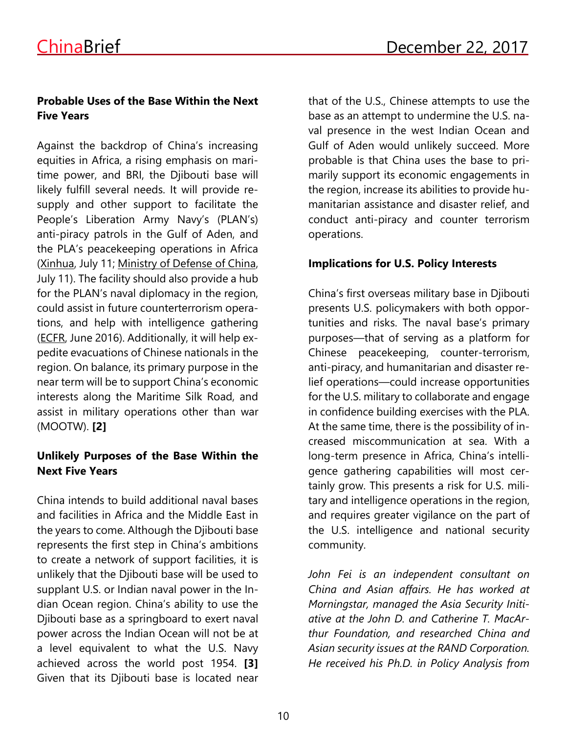### Probable Uses of the Base Within the Next Five Years

Against the backdrop of China's increasing equities in Africa, a rising emphasis on maritime power, and BRI, the Djibouti base will likely fulfill several needs. It will provide resupply and other support to facilitate the People's Liberation Army Navy's (PLAN's) anti-piracy patrols in the Gulf of Aden, and the PLA's peacekeeping operations in Africa (Xinhua, July 11; Ministry of Defense of China, July 11). The facility should also provide a hub for the PLAN's naval diplomacy in the region, could assist in future counterterrorism operations, and help with intelligence gathering (ECFR, June 2016). Additionally, it will help expedite evacuations of Chinese nationals in the region. On balance, its primary purpose in the near term will be to support China's economic interests along the Maritime Silk Road, and assist in military operations other than war (MOOTW). **[2]**

### Unlikely Purposes of the Base Within the Next Five Years

China intends to build additional naval bases and facilities in Africa and the Middle East in the years to come. Although the Djibouti base represents the first step in China's ambitions to create a network of support facilities, it is unlikely that the Djibouti base will be used to supplant U.S. or Indian naval power in the Indian Ocean region. China's ability to use the Djibouti base as a springboard to exert naval power across the Indian Ocean will not be at a level equivalent to what the U.S. Navy achieved across the world post 1954. **[3]** Given that its Djibouti base is located near that of the U.S., Chinese attempts to use the base as an attempt to undermine the U.S. naval presence in the west Indian Ocean and Gulf of Aden would unlikely succeed. More probable is that China uses the base to primarily support its economic engagements in the region, increase its abilities to provide humanitarian assistance and disaster relief, and conduct anti-piracy and counter terrorism operations.

### Implications for U.S. Policy Interests

China's first overseas military base in Djibouti presents U.S. policymakers with both opportunities and risks. The naval base's primary purposes—that of serving as a platform for Chinese peacekeeping, counter-terrorism, anti-piracy, and humanitarian and disaster relief operations—could increase opportunities for the U.S. military to collaborate and engage in confidence building exercises with the PLA. At the same time, there is the possibility of increased miscommunication at sea. With a long-term presence in Africa, China's intelligence gathering capabilities will most certainly grow. This presents a risk for U.S. military and intelligence operations in the region, and requires greater vigilance on the part of the U.S. intelligence and national security community.

*John Fei is an independent consultant on China and Asian affairs. He has worked at Morningstar, managed the Asia Security Initiative at the John D. and Catherine T. MacArthur Foundation, and researched China and Asian security issues at the RAND Corporation. He received his Ph.D. in Policy Analysis from*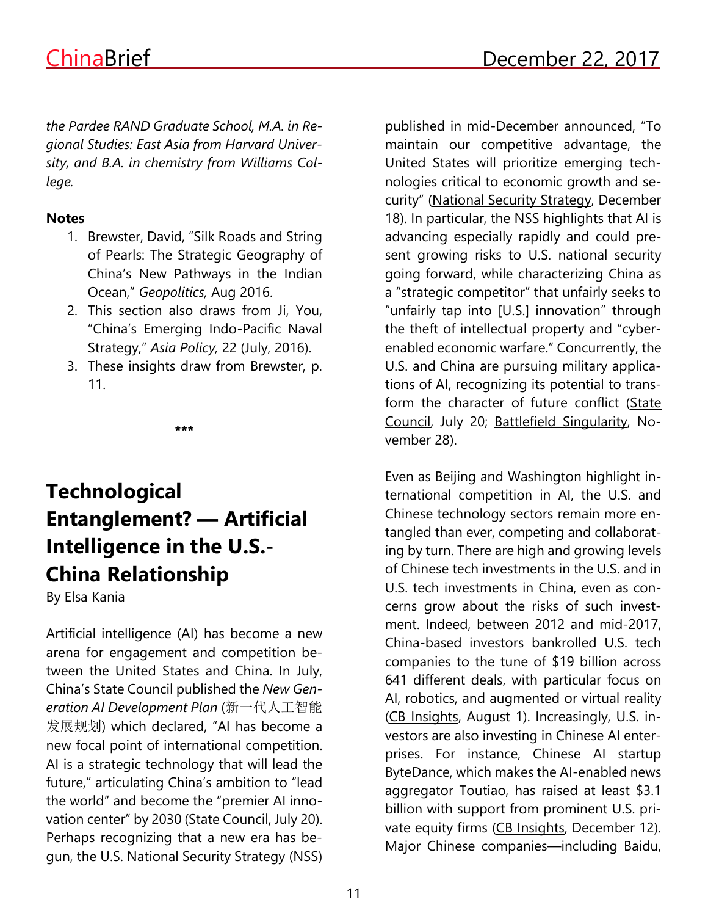*the Pardee RAND Graduate School, M.A. in Regional Studies: East Asia from Harvard University, and B.A. in chemistry from Williams College.*

**Notes**

1. Brewster, David, "Silk Roads and String of Pearls: The Strategic Geography of China's New Pathways in the Indian Ocean," *Geopolitics,* Aug 2016.
2. This section also draws from Ji, You, "China's Emerging Indo-Pacific Naval Strategy," *Asia Policy,* 22 (July, 2016).
3. These insights draw from Brewster, p. 11.

***

# Technological Entanglement? — Artificial Intelligence in the U.S.-China Relationship

By Elsa Kania

Artificial intelligence (AI) has become a new arena for engagement and competition between the United States and China. In July, China's State Council published the *New Generation AI Development Plan* (新一代人工智能发展规划) which declared, "AI has become a new focal point of international competition. AI is a strategic technology that will lead the future," articulating China's ambition to "lead the world" and become the "premier AI innovation center" by 2030 (State Council, July 20). Perhaps recognizing that a new era has begun, the U.S. National Security Strategy (NSS) published in mid-December announced, "To maintain our competitive advantage, the United States will prioritize emerging technologies critical to economic growth and security" (National Security Strategy, December 18). In particular, the NSS highlights that AI is advancing especially rapidly and could present growing risks to U.S. national security going forward, while characterizing China as a "strategic competitor" that unfairly seeks to "unfairly tap into [U.S.] innovation" through the theft of intellectual property and "cyber-enabled economic warfare." Concurrently, the U.S. and China are pursuing military applications of AI, recognizing its potential to transform the character of future conflict (State Council, July 20; Battlefield Singularity, November 28).

Even as Beijing and Washington highlight international competition in AI, the U.S. and Chinese technology sectors remain more entangled than ever, competing and collaborating by turn. There are high and growing levels of Chinese tech investments in the U.S. and in U.S. tech investments in China, even as concerns grow about the risks of such investment. Indeed, between 2012 and mid-2017, China-based investors bankrolled U.S. tech companies to the tune of $19 billion across 641 different deals, with particular focus on AI, robotics, and augmented or virtual reality (CB Insights, August 1). Increasingly, U.S. investors are also investing in Chinese AI enterprises. For instance, Chinese AI startup ByteDance, which makes the AI-enabled news aggregator Toutiao, has raised at least $3.1 billion with support from prominent U.S. private equity firms (CB Insights, December 12). Major Chinese companies—including Baidu,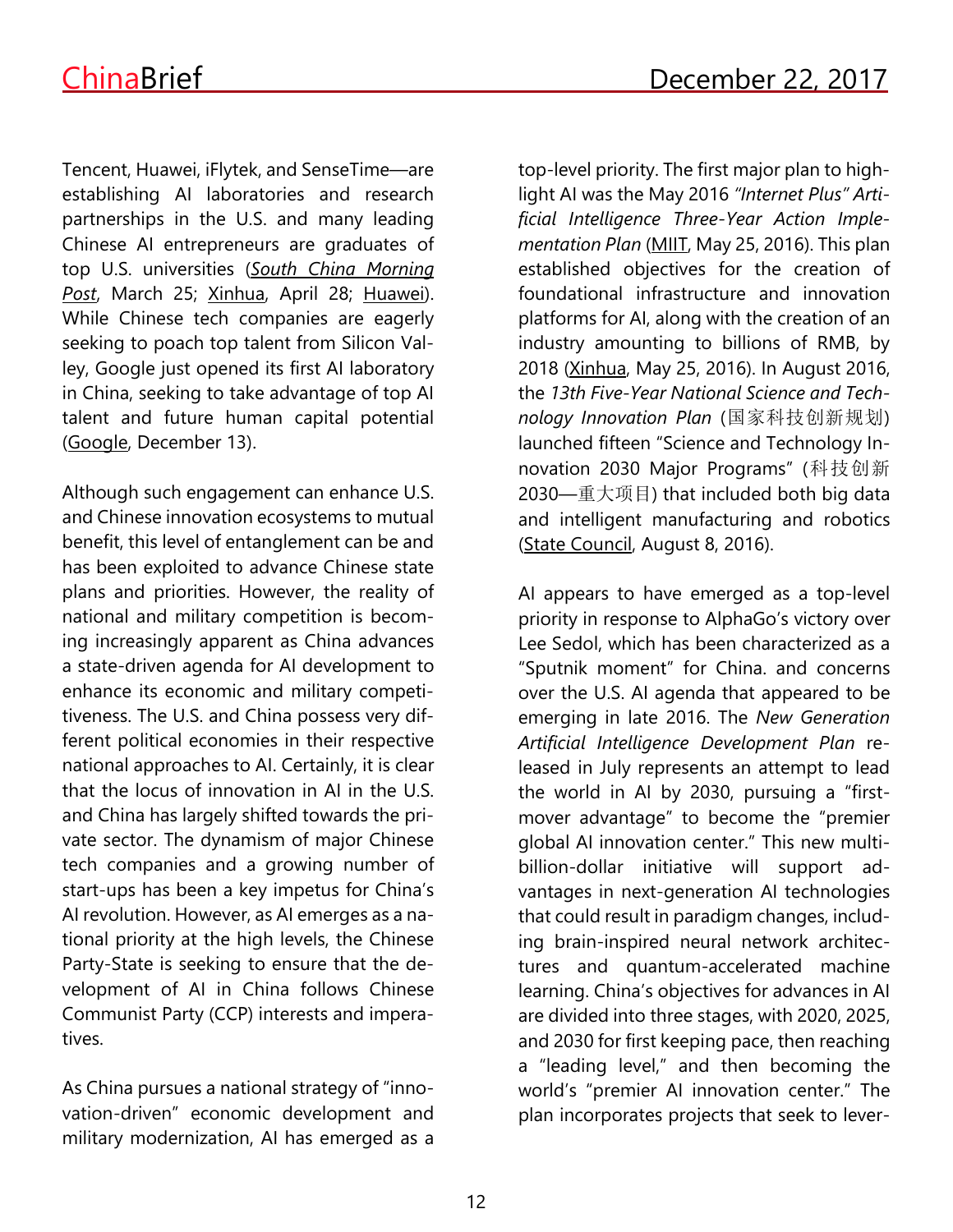Tencent, Huawei, iFlytek, and SenseTime—are establishing AI laboratories and research partnerships in the U.S. and many leading Chinese AI entrepreneurs are graduates of top U.S. universities (*South China Morning Post*, March 25; Xinhua, April 28; Huawei). While Chinese tech companies are eagerly seeking to poach top talent from Silicon Valley, Google just opened its first AI laboratory in China, seeking to take advantage of top AI talent and future human capital potential (Google, December 13).

Although such engagement can enhance U.S. and Chinese innovation ecosystems to mutual benefit, this level of entanglement can be and has been exploited to advance Chinese state plans and priorities. However, the reality of national and military competition is becoming increasingly apparent as China advances a state-driven agenda for AI development to enhance its economic and military competitiveness. The U.S. and China possess very different political economies in their respective national approaches to AI. Certainly, it is clear that the locus of innovation in AI in the U.S. and China has largely shifted towards the private sector. The dynamism of major Chinese tech companies and a growing number of start-ups has been a key impetus for China's AI revolution. However, as AI emerges as a national priority at the high levels, the Chinese Party-State is seeking to ensure that the development of AI in China follows Chinese Communist Party (CCP) interests and imperatives.

As China pursues a national strategy of "innovation-driven" economic development and military modernization, AI has emerged as a top-level priority. The first major plan to highlight AI was the May 2016 *"Internet Plus" Artificial Intelligence Three-Year Action Implementation Plan* (MIIT, May 25, 2016). This plan established objectives for the creation of foundational infrastructure and innovation platforms for AI, along with the creation of an industry amounting to billions of RMB, by 2018 (Xinhua, May 25, 2016). In August 2016, the *13th Five-Year National Science and Technology Innovation Plan* (国家科技创新规划) launched fifteen "Science and Technology Innovation 2030 Major Programs" (科技创新2030—重大项目) that included both big data and intelligent manufacturing and robotics (State Council, August 8, 2016).

AI appears to have emerged as a top-level priority in response to AlphaGo's victory over Lee Sedol, which has been characterized as a "Sputnik moment" for China. and concerns over the U.S. AI agenda that appeared to be emerging in late 2016. The *New Generation Artificial Intelligence Development Plan* released in July represents an attempt to lead the world in AI by 2030, pursuing a "first-mover advantage" to become the "premier global AI innovation center." This new multi-billion-dollar initiative will support advantages in next-generation AI technologies that could result in paradigm changes, including brain-inspired neural network architectures and quantum-accelerated machine learning. China's objectives for advances in AI are divided into three stages, with 2020, 2025, and 2030 for first keeping pace, then reaching a "leading level," and then becoming the world's "premier AI innovation center." The plan incorporates projects that seek to lever-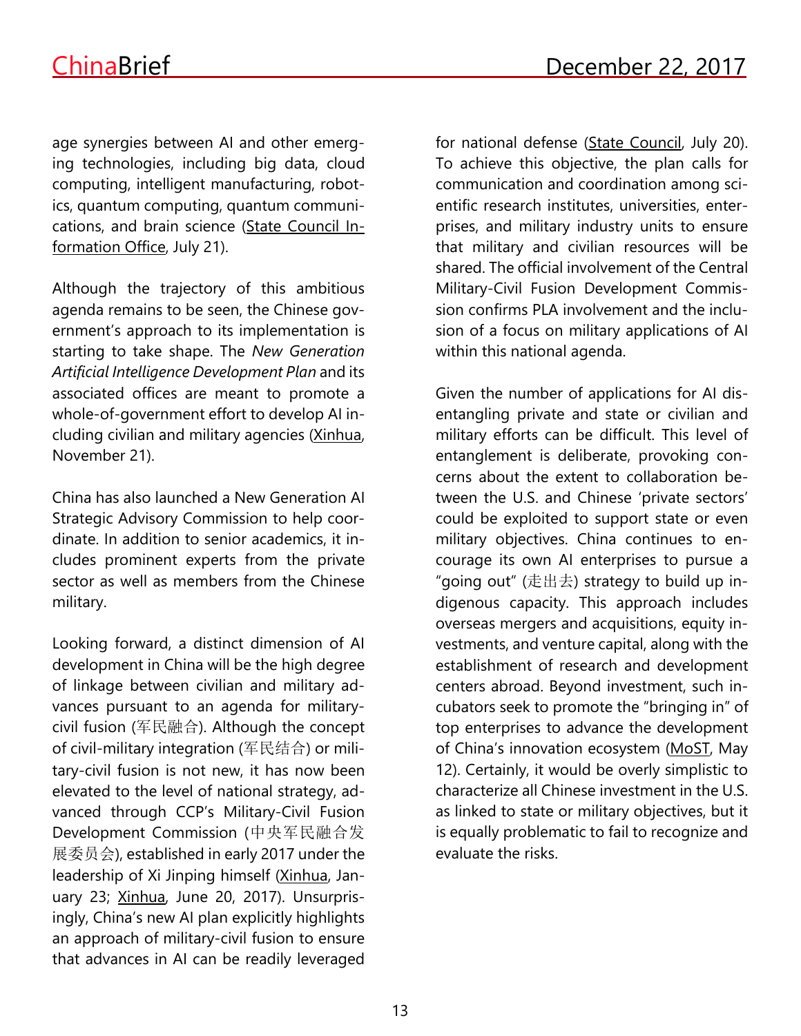age synergies between AI and other emerging technologies, including big data, cloud computing, intelligent manufacturing, robotics, quantum computing, quantum communications, and brain science (State Council Information Office, July 21).

Although the trajectory of this ambitious agenda remains to be seen, the Chinese government's approach to its implementation is starting to take shape. The *New Generation Artificial Intelligence Development Plan* and its associated offices are meant to promote a whole-of-government effort to develop AI including civilian and military agencies (Xinhua, November 21).

China has also launched a New Generation AI Strategic Advisory Commission to help coordinate. In addition to senior academics, it includes prominent experts from the private sector as well as members from the Chinese military.

Looking forward, a distinct dimension of AI development in China will be the high degree of linkage between civilian and military advances pursuant to an agenda for military-civil fusion (军民融合). Although the concept of civil-military integration (军民结合) or military-civil fusion is not new, it has now been elevated to the level of national strategy, advanced through CCP's Military-Civil Fusion Development Commission (中央军民融合发展委员会), established in early 2017 under the leadership of Xi Jinping himself (Xinhua, January 23; Xinhua, June 20, 2017). Unsurprisingly, China's new AI plan explicitly highlights an approach of military-civil fusion to ensure that advances in AI can be readily leveraged for national defense (State Council, July 20). To achieve this objective, the plan calls for communication and coordination among scientific research institutes, universities, enterprises, and military industry units to ensure that military and civilian resources will be shared. The official involvement of the Central Military-Civil Fusion Development Commission confirms PLA involvement and the inclusion of a focus on military applications of AI within this national agenda.

Given the number of applications for AI disentangling private and state or civilian and military efforts can be difficult. This level of entanglement is deliberate, provoking concerns about the extent to collaboration between the U.S. and Chinese 'private sectors' could be exploited to support state or even military objectives. China continues to encourage its own AI enterprises to pursue a "going out" (走出去) strategy to build up indigenous capacity. This approach includes overseas mergers and acquisitions, equity investments, and venture capital, along with the establishment of research and development centers abroad. Beyond investment, such incubators seek to promote the "bringing in" of top enterprises to advance the development of China's innovation ecosystem (MoST, May 12). Certainly, it would be overly simplistic to characterize all Chinese investment in the U.S. as linked to state or military objectives, but it is equally problematic to fail to recognize and evaluate the risks.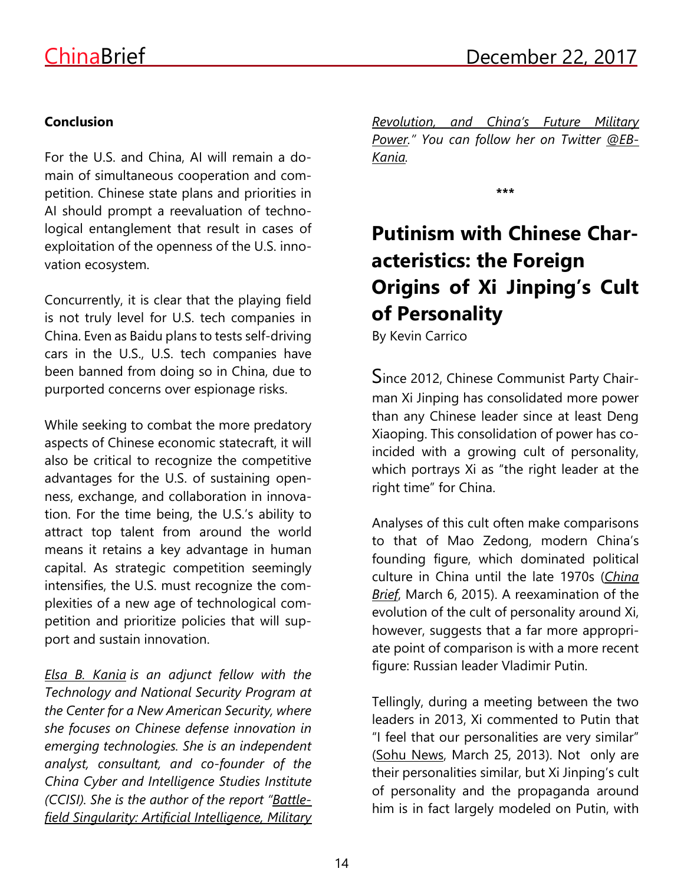### Conclusion

For the U.S. and China, AI will remain a domain of simultaneous cooperation and competition. Chinese state plans and priorities in AI should prompt a reevaluation of technological entanglement that result in cases of exploitation of the openness of the U.S. innovation ecosystem.

Concurrently, it is clear that the playing field is not truly level for U.S. tech companies in China. Even as Baidu plans to tests self-driving cars in the U.S., U.S. tech companies have been banned from doing so in China, due to purported concerns over espionage risks.

While seeking to combat the more predatory aspects of Chinese economic statecraft, it will also be critical to recognize the competitive advantages for the U.S. of sustaining openness, exchange, and collaboration in innovation. For the time being, the U.S.'s ability to attract top talent from around the world means it retains a key advantage in human capital. As strategic competition seemingly intensifies, the U.S. must recognize the complexities of a new age of technological competition and prioritize policies that will support and sustain innovation.

*Elsa B. Kania is an adjunct fellow with the Technology and National Security Program at the Center for a New American Security, where she focuses on Chinese defense innovation in emerging technologies. She is an independent analyst, consultant, and co-founder of the China Cyber and Intelligence Studies Institute (CCISI). She is the author of the report "Battlefield Singularity: Artificial Intelligence, Military Revolution, and China's Future Military Power." You can follow her on Twitter @EBKania.*

\*\*\*

# Putinism with Chinese Characteristics: the Foreign Origins of Xi Jinping's Cult of Personality

By Kevin Carrico

Since 2012, Chinese Communist Party Chairman Xi Jinping has consolidated more power than any Chinese leader since at least Deng Xiaoping. This consolidation of power has coincided with a growing cult of personality, which portrays Xi as "the right leader at the right time" for China.

Analyses of this cult often make comparisons to that of Mao Zedong, modern China's founding figure, which dominated political culture in China until the late 1970s (*China Brief*, March 6, 2015). A reexamination of the evolution of the cult of personality around Xi, however, suggests that a far more appropriate point of comparison is with a more recent figure: Russian leader Vladimir Putin.

Tellingly, during a meeting between the two leaders in 2013, Xi commented to Putin that "I feel that our personalities are very similar" (Sohu News, March 25, 2013). Not only are their personalities similar, but Xi Jinping's cult of personality and the propaganda around him is in fact largely modeled on Putin, with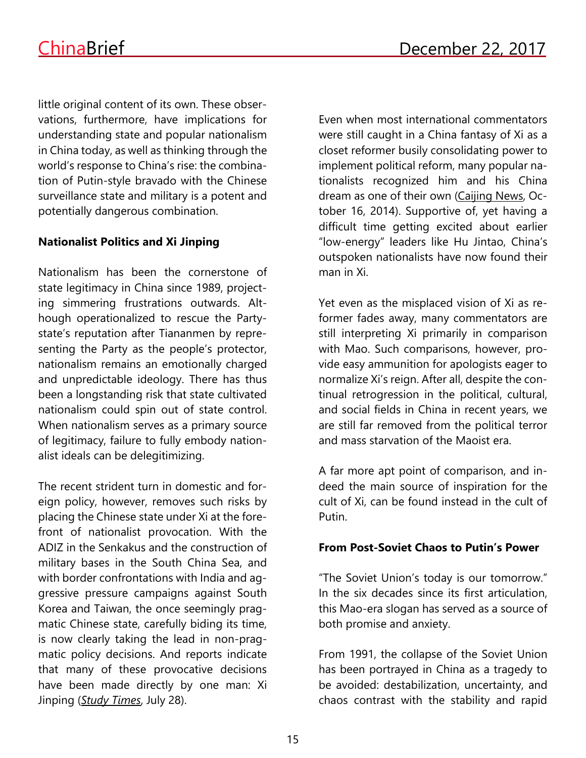little original content of its own. These observations, furthermore, have implications for understanding state and popular nationalism in China today, as well as thinking through the world's response to China's rise: the combination of Putin-style bravado with the Chinese surveillance state and military is a potent and potentially dangerous combination.

**Nationalist Politics and Xi Jinping**

Nationalism has been the cornerstone of state legitimacy in China since 1989, projecting simmering frustrations outwards. Although operationalized to rescue the Party-state's reputation after Tiananmen by representing the Party as the people's protector, nationalism remains an emotionally charged and unpredictable ideology. There has thus been a longstanding risk that state cultivated nationalism could spin out of state control. When nationalism serves as a primary source of legitimacy, failure to fully embody nationalist ideals can be delegitimizing.

The recent strident turn in domestic and foreign policy, however, removes such risks by placing the Chinese state under Xi at the forefront of nationalist provocation. With the ADIZ in the Senkakus and the construction of military bases in the South China Sea, and with border confrontations with India and aggressive pressure campaigns against South Korea and Taiwan, the once seemingly pragmatic Chinese state, carefully biding its time, is now clearly taking the lead in non-pragmatic policy decisions. And reports indicate that many of these provocative decisions have been made directly by one man: Xi Jinping (*Study Times*, July 28).

Even when most international commentators were still caught in a China fantasy of Xi as a closet reformer busily consolidating power to implement political reform, many popular nationalists recognized him and his China dream as one of their own (Caijing News, October 16, 2014). Supportive of, yet having a difficult time getting excited about earlier "low-energy" leaders like Hu Jintao, China's outspoken nationalists have now found their man in Xi.

Yet even as the misplaced vision of Xi as reformer fades away, many commentators are still interpreting Xi primarily in comparison with Mao. Such comparisons, however, provide easy ammunition for apologists eager to normalize Xi's reign. After all, despite the continual retrogression in the political, cultural, and social fields in China in recent years, we are still far removed from the political terror and mass starvation of the Maoist era.

A far more apt point of comparison, and indeed the main source of inspiration for the cult of Xi, can be found instead in the cult of Putin.

**From Post-Soviet Chaos to Putin's Power**

"The Soviet Union's today is our tomorrow." In the six decades since its first articulation, this Mao-era slogan has served as a source of both promise and anxiety.

From 1991, the collapse of the Soviet Union has been portrayed in China as a tragedy to be avoided: destabilization, uncertainty, and chaos contrast with the stability and rapid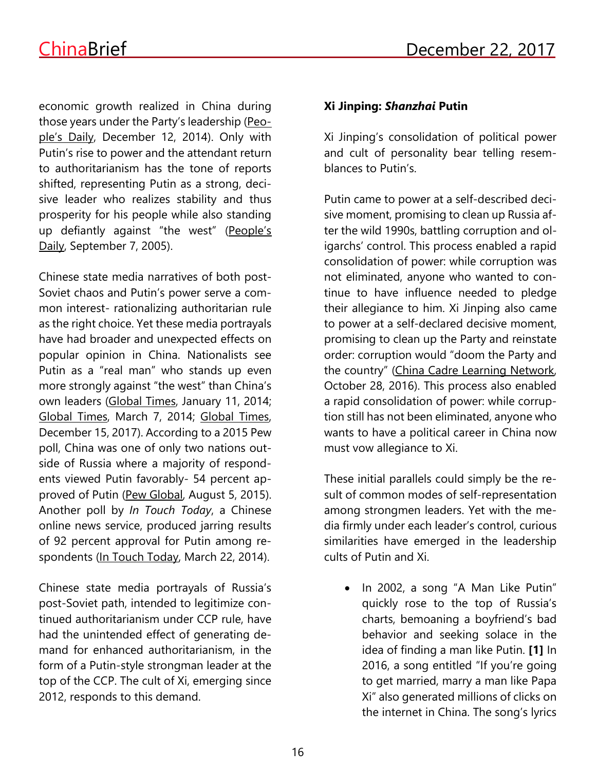economic growth realized in China during those years under the Party's leadership (People's Daily, December 12, 2014). Only with Putin's rise to power and the attendant return to authoritarianism has the tone of reports shifted, representing Putin as a strong, decisive leader who realizes stability and thus prosperity for his people while also standing up defiantly against "the west" (People's Daily, September 7, 2005).

Chinese state media narratives of both post-Soviet chaos and Putin's power serve a common interest- rationalizing authoritarian rule as the right choice. Yet these media portrayals have had broader and unexpected effects on popular opinion in China. Nationalists see Putin as a "real man" who stands up even more strongly against "the west" than China's own leaders (Global Times, January 11, 2014; Global Times, March 7, 2014; Global Times, December 15, 2017). According to a 2015 Pew poll, China was one of only two nations outside of Russia where a majority of respondents viewed Putin favorably- 54 percent approved of Putin (Pew Global, August 5, 2015). Another poll by *In Touch Today*, a Chinese online news service, produced jarring results of 92 percent approval for Putin among respondents (In Touch Today, March 22, 2014).

Chinese state media portrayals of Russia's post-Soviet path, intended to legitimize continued authoritarianism under CCP rule, have had the unintended effect of generating demand for enhanced authoritarianism, in the form of a Putin-style strongman leader at the top of the CCP. The cult of Xi, emerging since 2012, responds to this demand.

**Xi Jinping: *Shanzhai* Putin**

Xi Jinping's consolidation of political power and cult of personality bear telling resemblances to Putin's.

Putin came to power at a self-described decisive moment, promising to clean up Russia after the wild 1990s, battling corruption and oligarchs' control. This process enabled a rapid consolidation of power: while corruption was not eliminated, anyone who wanted to continue to have influence needed to pledge their allegiance to him. Xi Jinping also came to power at a self-declared decisive moment, promising to clean up the Party and reinstate order: corruption would "doom the Party and the country" (China Cadre Learning Network, October 28, 2016). This process also enabled a rapid consolidation of power: while corruption still has not been eliminated, anyone who wants to have a political career in China now must vow allegiance to Xi.

These initial parallels could simply be the result of common modes of self-representation among strongmen leaders. Yet with the media firmly under each leader's control, curious similarities have emerged in the leadership cults of Putin and Xi.

- In 2002, a song "A Man Like Putin" quickly rose to the top of Russia's charts, bemoaning a boyfriend's bad behavior and seeking solace in the idea of finding a man like Putin. **[1]** In 2016, a song entitled "If you're going to get married, marry a man like Papa Xi" also generated millions of clicks on the internet in China. The song's lyrics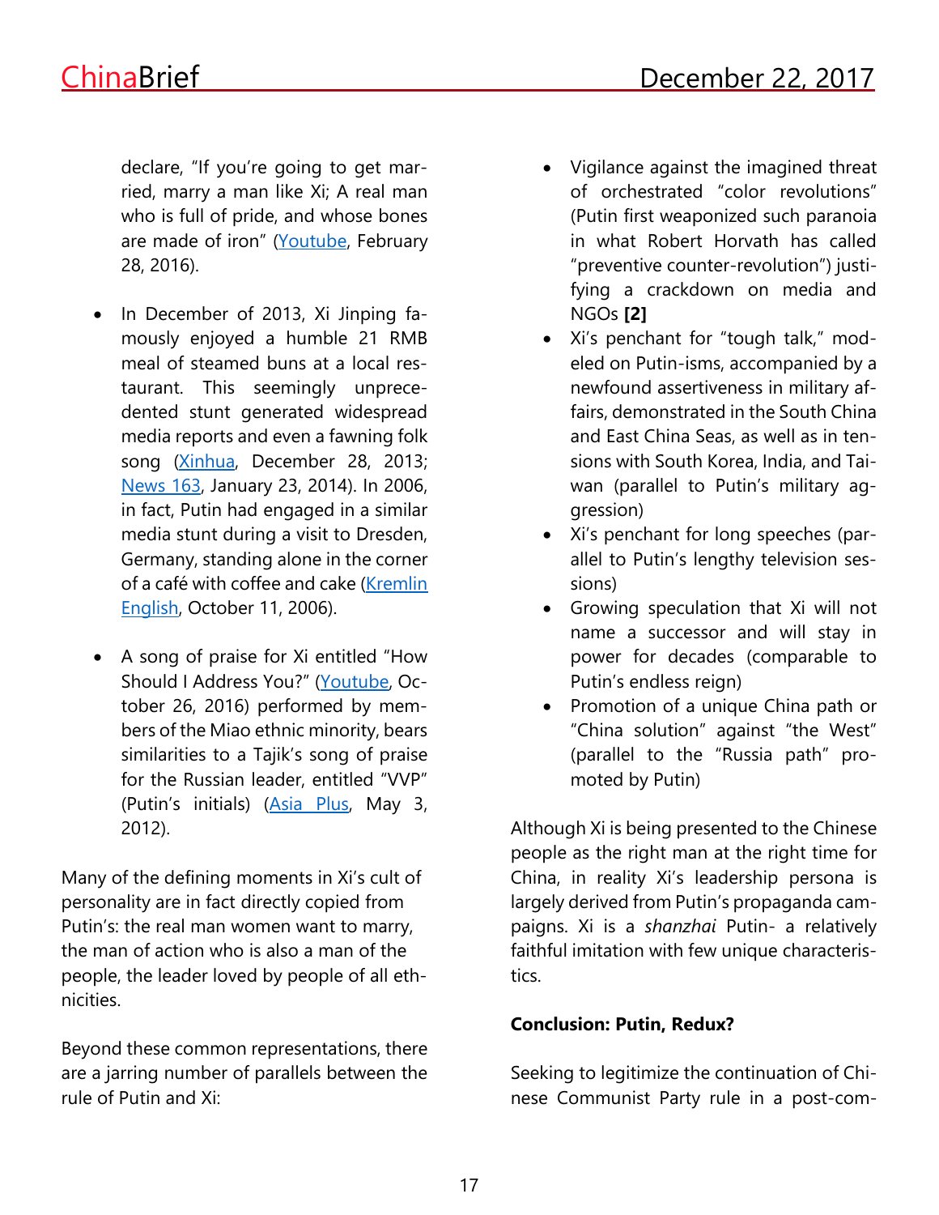declare, "If you're going to get married, marry a man like Xi; A real man who is full of pride, and whose bones are made of iron" (Youtube, February 28, 2016).

- In December of 2013, Xi Jinping famously enjoyed a humble 21 RMB meal of steamed buns at a local restaurant. This seemingly unprecedented stunt generated widespread media reports and even a fawning folk song (Xinhua, December 28, 2013; News 163, January 23, 2014). In 2006, in fact, Putin had engaged in a similar media stunt during a visit to Dresden, Germany, standing alone in the corner of a café with coffee and cake (Kremlin English, October 11, 2006).

- A song of praise for Xi entitled "How Should I Address You?" (Youtube, October 26, 2016) performed by members of the Miao ethnic minority, bears similarities to a Tajik's song of praise for the Russian leader, entitled "VVP" (Putin's initials) (Asia Plus, May 3, 2012).

Many of the defining moments in Xi's cult of personality are in fact directly copied from Putin's: the real man women want to marry, the man of action who is also a man of the people, the leader loved by people of all ethnicities.

Beyond these common representations, there are a jarring number of parallels between the rule of Putin and Xi:

- Vigilance against the imagined threat of orchestrated "color revolutions" (Putin first weaponized such paranoia in what Robert Horvath has called "preventive counter-revolution") justifying a crackdown on media and NGOs **[2]**
- Xi's penchant for "tough talk," modeled on Putin-isms, accompanied by a newfound assertiveness in military affairs, demonstrated in the South China and East China Seas, as well as in tensions with South Korea, India, and Taiwan (parallel to Putin's military aggression)
- Xi's penchant for long speeches (parallel to Putin's lengthy television sessions)
- Growing speculation that Xi will not name a successor and will stay in power for decades (comparable to Putin's endless reign)
- Promotion of a unique China path or "China solution" against "the West" (parallel to the "Russia path" promoted by Putin)

Although Xi is being presented to the Chinese people as the right man at the right time for China, in reality Xi's leadership persona is largely derived from Putin's propaganda campaigns. Xi is a *shanzhai* Putin- a relatively faithful imitation with few unique characteristics.

**Conclusion: Putin, Redux?**

Seeking to legitimize the continuation of Chinese Communist Party rule in a post-com-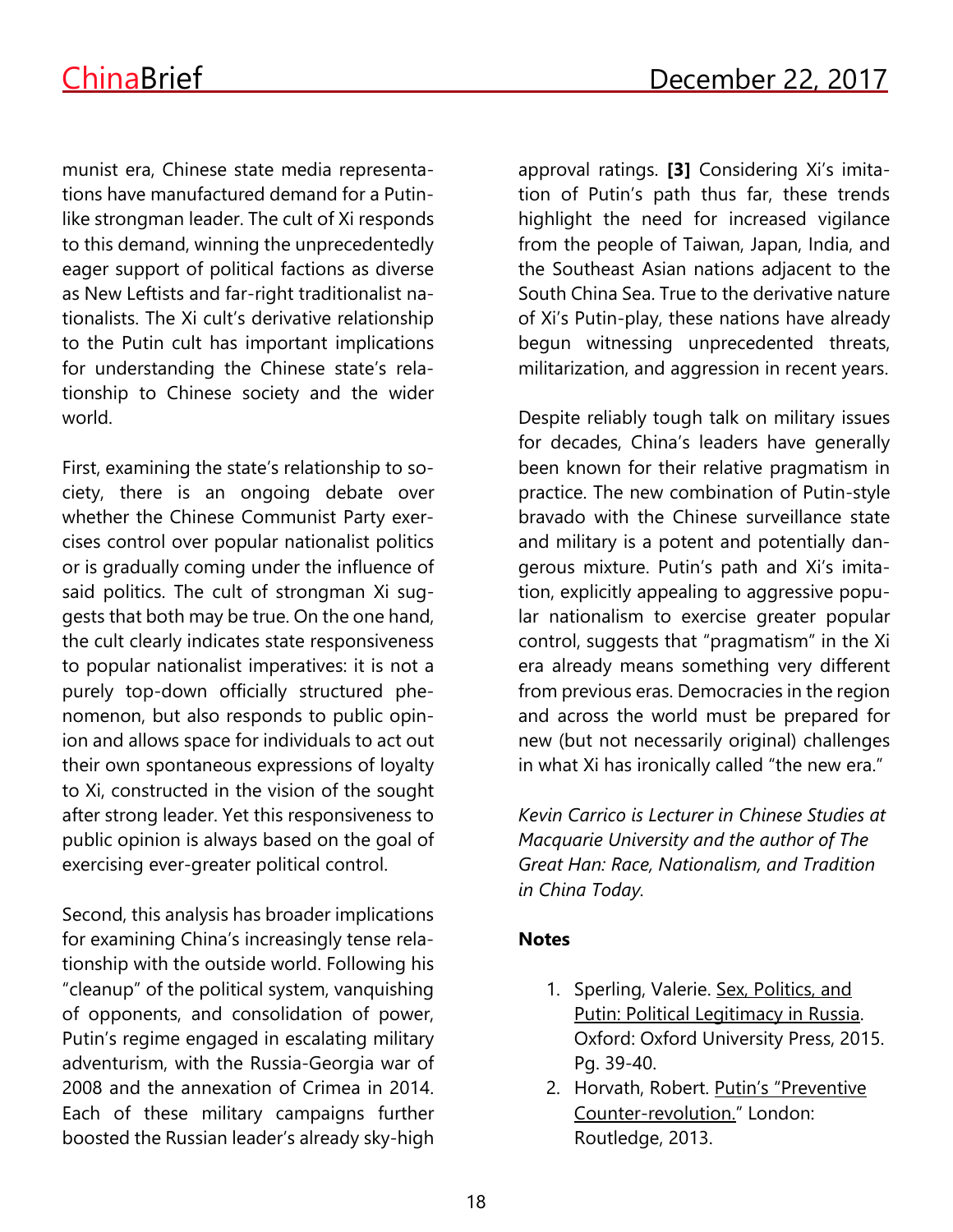munist era, Chinese state media representations have manufactured demand for a Putin-like strongman leader. The cult of Xi responds to this demand, winning the unprecedentedly eager support of political factions as diverse as New Leftists and far-right traditionalist nationalists. The Xi cult's derivative relationship to the Putin cult has important implications for understanding the Chinese state's relationship to Chinese society and the wider world.

First, examining the state's relationship to society, there is an ongoing debate over whether the Chinese Communist Party exercises control over popular nationalist politics or is gradually coming under the influence of said politics. The cult of strongman Xi suggests that both may be true. On the one hand, the cult clearly indicates state responsiveness to popular nationalist imperatives: it is not a purely top-down officially structured phenomenon, but also responds to public opinion and allows space for individuals to act out their own spontaneous expressions of loyalty to Xi, constructed in the vision of the sought after strong leader. Yet this responsiveness to public opinion is always based on the goal of exercising ever-greater political control.

Second, this analysis has broader implications for examining China's increasingly tense relationship with the outside world. Following his "cleanup" of the political system, vanquishing of opponents, and consolidation of power, Putin's regime engaged in escalating military adventurism, with the Russia-Georgia war of 2008 and the annexation of Crimea in 2014. Each of these military campaigns further boosted the Russian leader's already sky-high approval ratings. **[3]** Considering Xi's imitation of Putin's path thus far, these trends highlight the need for increased vigilance from the people of Taiwan, Japan, India, and the Southeast Asian nations adjacent to the South China Sea. True to the derivative nature of Xi's Putin-play, these nations have already begun witnessing unprecedented threats, militarization, and aggression in recent years.

Despite reliably tough talk on military issues for decades, China's leaders have generally been known for their relative pragmatism in practice. The new combination of Putin-style bravado with the Chinese surveillance state and military is a potent and potentially dangerous mixture. Putin's path and Xi's imitation, explicitly appealing to aggressive popular nationalism to exercise greater popular control, suggests that "pragmatism" in the Xi era already means something very different from previous eras. Democracies in the region and across the world must be prepared for new (but not necessarily original) challenges in what Xi has ironically called "the new era."

*Kevin Carrico is Lecturer in Chinese Studies at Macquarie University and the author of The Great Han: Race, Nationalism, and Tradition in China Today.*

**Notes**

1. Sperling, Valerie. Sex, Politics, and Putin: Political Legitimacy in Russia. Oxford: Oxford University Press, 2015. Pg. 39-40.
2. Horvath, Robert. Putin's "Preventive Counter-revolution." London: Routledge, 2013.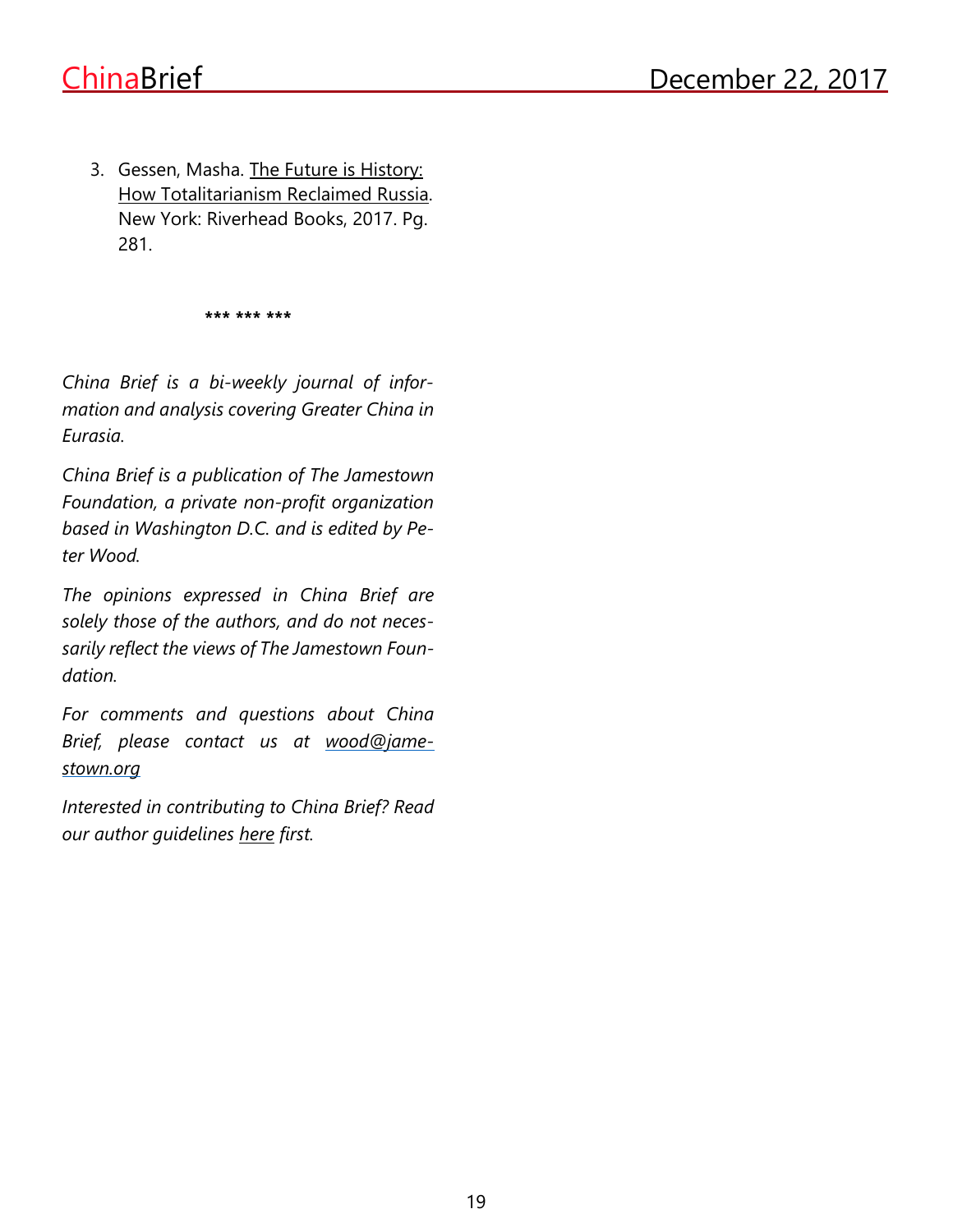3. Gessen, Masha. The Future is History: How Totalitarianism Reclaimed Russia. New York: Riverhead Books, 2017. Pg. 281.

*** *** ***

*China Brief is a bi-weekly journal of information and analysis covering Greater China in Eurasia.*

*China Brief is a publication of The Jamestown Foundation, a private non-profit organization based in Washington D.C. and is edited by Peter Wood.*

*The opinions expressed in China Brief are solely those of the authors, and do not necessarily reflect the views of The Jamestown Foundation.*

*For comments and questions about China Brief, please contact us at wood@jamestown.org*

*Interested in contributing to China Brief? Read our author guidelines here first.*